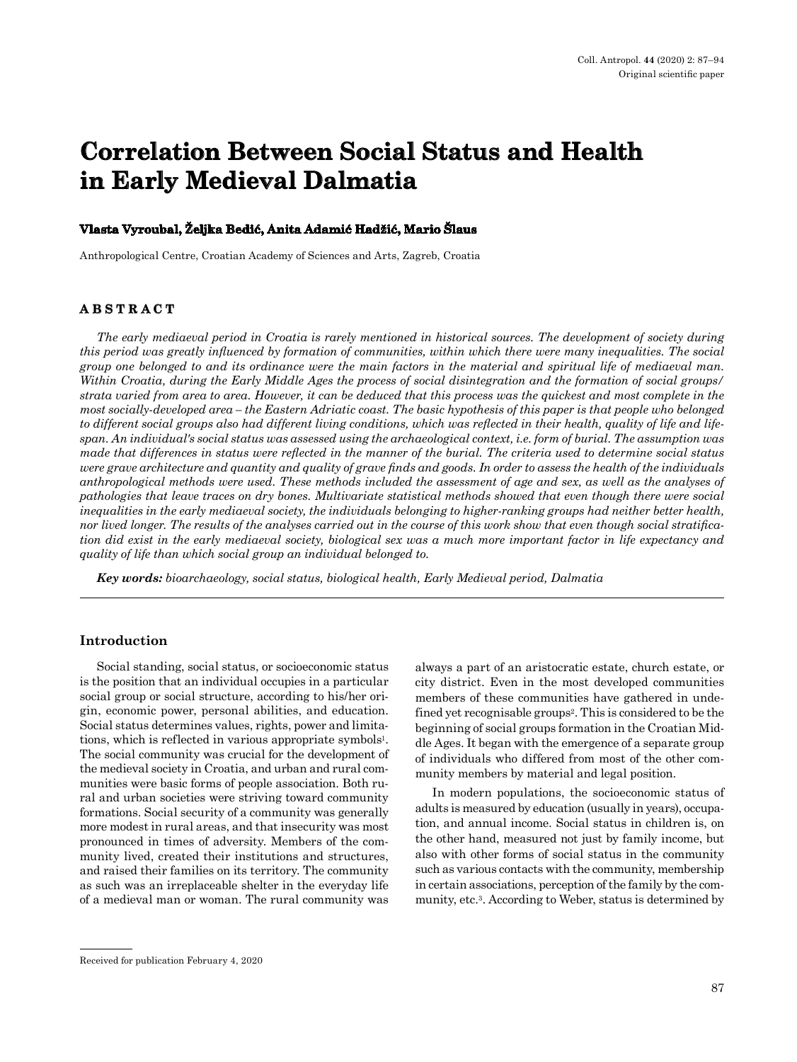# Correlation Between Social Status and Health in Early Medieval Dalmatia

**Vlasta Vyroubal, Željka Bedić, Anita Adamić Hadžić, Mario Šlaus**

Anthropological Centre, Croatian Academy of Sciences and Arts, Zagreb, Croatia

## ABSTRACT

*The early mediaeval period in Croatia is rarely mentioned in historical sources. The development of society during this period was greatly influenced by formation of communities, within which there were many inequalities. The social group one belonged to and its ordinance were the main factors in the material and spiritual life of mediaeval man. Within Croatia, during the Early Middle Ages the process of social disintegration and the formation of social groups/strata varied from area to area. However, it can be deduced that this process was the quickest and most complete in the most socially-developed area – the Eastern Adriatic coast. The basic hypothesis of this paper is that people who belonged to different social groups also had different living conditions, which was reflected in their health, quality of life and lifespan. An individual's social status was assessed using the archaeological context, i.e. form of burial. The assumption was made that differences in status were reflected in the manner of the burial. The criteria used to determine social status were grave architecture and quantity and quality of grave finds and goods. In order to assess the health of the individuals anthropological methods were used. These methods included the assessment of age and sex, as well as the analyses of pathologies that leave traces on dry bones. Multivariate statistical methods showed that even though there were social inequalities in the early mediaeval society, the individuals belonging to higher-ranking groups had neither better health, nor lived longer. The results of the analyses carried out in the course of this work show that even though social stratification did exist in the early mediaeval society, biological sex was a much more important factor in life expectancy and quality of life than which social group an individual belonged to.*

***Key words:*** *bioarchaeology, social status, biological health, Early Medieval period, Dalmatia*

## Introduction

Social standing, social status, or socioeconomic status is the position that an individual occupies in a particular social group or social structure, according to his/her origin, economic power, personal abilities, and education. Social status determines values, rights, power and limitations, which is reflected in various appropriate symbols[1]. The social community was crucial for the development of the medieval society in Croatia, and urban and rural communities were basic forms of people association. Both rural and urban societies were striving toward community formations. Social security of a community was generally more modest in rural areas, and that insecurity was most pronounced in times of adversity. Members of the community lived, created their institutions and structures, and raised their families on its territory. The community as such was an irreplaceable shelter in the everyday life of a medieval man or woman. The rural community was always a part of an aristocratic estate, church estate, or city district. Even in the most developed communities members of these communities have gathered in undefined yet recognisable groups[2]. This is considered to be the beginning of social groups formation in the Croatian Middle Ages. It began with the emergence of a separate group of individuals who differed from most of the other community members by material and legal position.

In modern populations, the socioeconomic status of adults is measured by education (usually in years), occupation, and annual income. Social status in children is, on the other hand, measured not just by family income, but also with other forms of social status in the community such as various contacts with the community, membership in certain associations, perception of the family by the community, etc.[3]. According to Weber, status is determined by

Received for publication February 4, 2020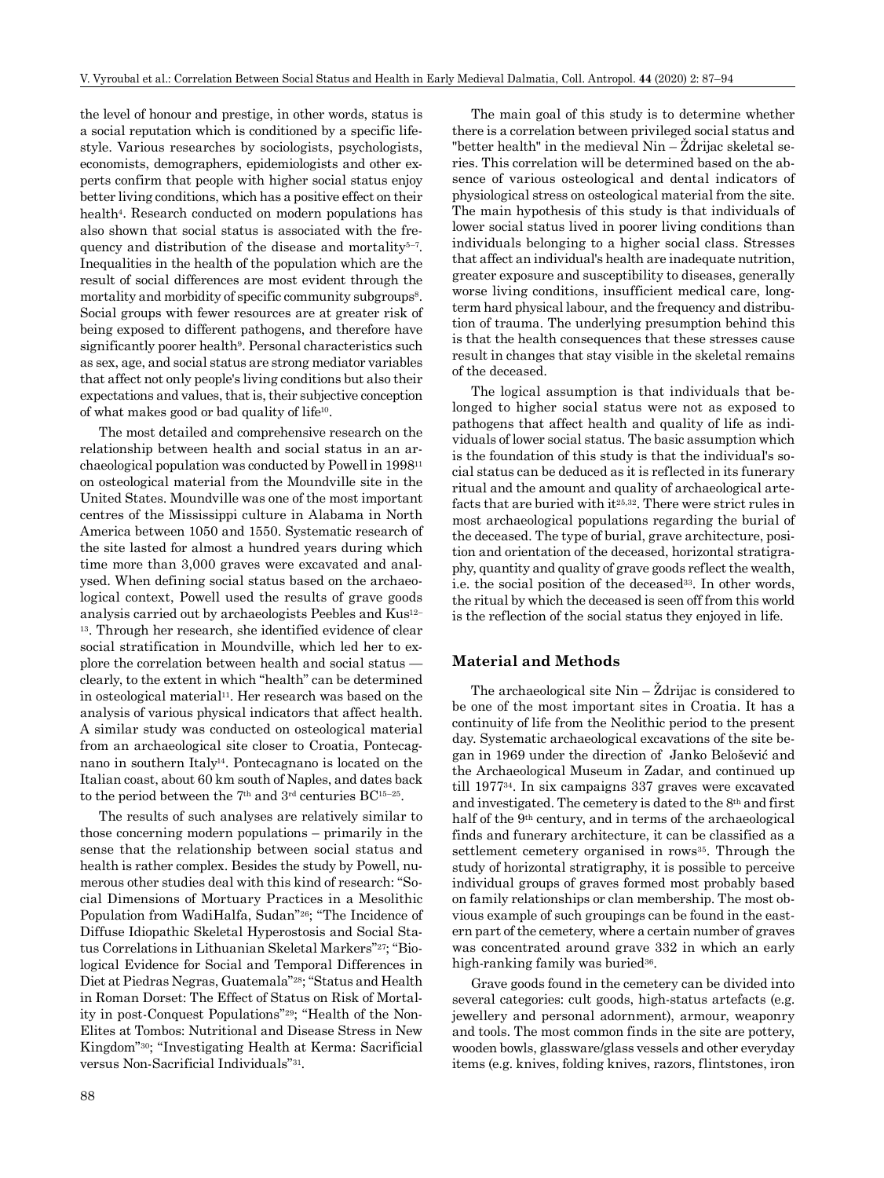the level of honour and prestige, in other words, status is a social reputation which is conditioned by a specific lifestyle. Various researches by sociologists, psychologists, economists, demographers, epidemiologists and other experts confirm that people with higher social status enjoy better living conditions, which has a positive effect on their health[4]. Research conducted on modern populations has also shown that social status is associated with the frequency and distribution of the disease and mortality[5–7]. Inequalities in the health of the population which are the result of social differences are most evident through the mortality and morbidity of specific community subgroups[8]. Social groups with fewer resources are at greater risk of being exposed to different pathogens, and therefore have significantly poorer health[9]. Personal characteristics such as sex, age, and social status are strong mediator variables that affect not only people's living conditions but also their expectations and values, that is, their subjective conception of what makes good or bad quality of life[10].

The most detailed and comprehensive research on the relationship between health and social status in an archaeological population was conducted by Powell in 1998[11] on osteological material from the Moundville site in the United States. Moundville was one of the most important centres of the Mississippi culture in Alabama in North America between 1050 and 1550. Systematic research of the site lasted for almost a hundred years during which time more than 3,000 graves were excavated and analysed. When defining social status based on the archaeological context, Powell used the results of grave goods analysis carried out by archaeologists Peebles and Kus[12–13]. Through her research, she identified evidence of clear social stratification in Moundville, which led her to explore the correlation between health and social status — clearly, to the extent in which "health" can be determined in osteological material[11]. Her research was based on the analysis of various physical indicators that affect health. A similar study was conducted on osteological material from an archaeological site closer to Croatia, Pontecagnano in southern Italy[14]. Pontecagnano is located on the Italian coast, about 60 km south of Naples, and dates back to the period between the 7th and 3rd centuries BC[15–25].

The results of such analyses are relatively similar to those concerning modern populations – primarily in the sense that the relationship between social status and health is rather complex. Besides the study by Powell, numerous other studies deal with this kind of research: "Social Dimensions of Mortuary Practices in a Mesolithic Population from WadiHalfa, Sudan"[26]; "The Incidence of Diffuse Idiopathic Skeletal Hyperostosis and Social Status Correlations in Lithuanian Skeletal Markers"[27]; "Biological Evidence for Social and Temporal Differences in Diet at Piedras Negras, Guatemala"[28]; "Status and Health in Roman Dorset: The Effect of Status on Risk of Mortality in post-Conquest Populations"[29]; "Health of the Non-Elites at Tombos: Nutritional and Disease Stress in New Kingdom"[30]; "Investigating Health at Kerma: Sacrificial versus Non-Sacrificial Individuals"[31].

The main goal of this study is to determine whether there is a correlation between privileged social status and "better health" in the medieval Nin – Ždrijac skeletal series. This correlation will be determined based on the absence of various osteological and dental indicators of physiological stress on osteological material from the site. The main hypothesis of this study is that individuals of lower social status lived in poorer living conditions than individuals belonging to a higher social class. Stresses that affect an individual's health are inadequate nutrition, greater exposure and susceptibility to diseases, generally worse living conditions, insufficient medical care, long-term hard physical labour, and the frequency and distribution of trauma. The underlying presumption behind this is that the health consequences that these stresses cause result in changes that stay visible in the skeletal remains of the deceased.

The logical assumption is that individuals that belonged to higher social status were not as exposed to pathogens that affect health and quality of life as individuals of lower social status. The basic assumption which is the foundation of this study is that the individual's social status can be deduced as it is reflected in its funerary ritual and the amount and quality of archaeological artefacts that are buried with it[25,32]. There were strict rules in most archaeological populations regarding the burial of the deceased. The type of burial, grave architecture, position and orientation of the deceased, horizontal stratigraphy, quantity and quality of grave goods reflect the wealth, i.e. the social position of the deceased[33]. In other words, the ritual by which the deceased is seen off from this world is the reflection of the social status they enjoyed in life.

## Material and Methods

The archaeological site Nin – Ždrijac is considered to be one of the most important sites in Croatia. It has a continuity of life from the Neolithic period to the present day. Systematic archaeological excavations of the site began in 1969 under the direction of Janko Belošević and the Archaeological Museum in Zadar, and continued up till 1977[34]. In six campaigns 337 graves were excavated and investigated. The cemetery is dated to the 8th and first half of the 9th century, and in terms of the archaeological finds and funerary architecture, it can be classified as a settlement cemetery organised in rows[35]. Through the study of horizontal stratigraphy, it is possible to perceive individual groups of graves formed most probably based on family relationships or clan membership. The most obvious example of such groupings can be found in the eastern part of the cemetery, where a certain number of graves was concentrated around grave 332 in which an early high-ranking family was buried[36].

Grave goods found in the cemetery can be divided into several categories: cult goods, high-status artefacts (e.g. jewellery and personal adornment), armour, weaponry and tools. The most common finds in the site are pottery, wooden bowls, glassware/glass vessels and other everyday items (e.g. knives, folding knives, razors, flintstones, iron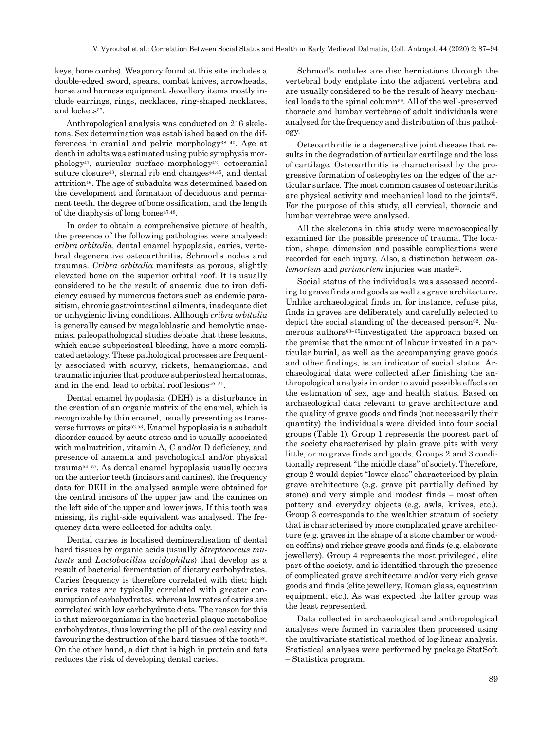keys, bone combs). Weaponry found at this site includes a double-edged sword, spears, combat knives, arrowheads, horse and harness equipment. Jewellery items mostly include earrings, rings, necklaces, ring-shaped necklaces, and lockets[37].

Anthropological analysis was conducted on 216 skeletons. Sex determination was established based on the differences in cranial and pelvic morphology[38–40]. Age at death in adults was estimated using pubic symphysis morphology[41], auricular surface morphology[42], ectocranial suture closure[43], sternal rib end changes[44,45], and dental attrition[46]. The age of subadults was determined based on the development and formation of deciduous and permanent teeth, the degree of bone ossification, and the length of the diaphysis of long bones[47,48].

In order to obtain a comprehensive picture of health, the presence of the following pathologies were analysed: *cribra orbitalia,* dental enamel hypoplasia, caries, vertebral degenerative osteoarthritis, Schmorl's nodes and traumas. *Cribra orbitalia* manifests as porous, slightly elevated bone on the superior orbital roof. It is usually considered to be the result of anaemia due to iron deficiency caused by numerous factors such as endemic parasitism, chronic gastrointestinal ailments, inadequate diet or unhygienic living conditions. Although *cribra orbitalia* is generally caused by megaloblastic and hemolytic anaemias, paleopathological studies debate that these lesions, which cause subperiosteal bleeding, have a more complicated aetiology. These pathological processes are frequently associated with scurvy, rickets, hemangiomas, and traumatic injuries that produce subperiosteal hematomas, and in the end, lead to orbital roof lesions[49–51].

Dental enamel hypoplasia (DEH) is a disturbance in the creation of an organic matrix of the enamel, which is recognizable by thin enamel, usually presenting as transverse furrows or pits[52,53]. Enamel hypoplasia is a subadult disorder caused by acute stress and is usually associated with malnutrition, vitamin A, C and/or D deficiency, and presence of anaemia and psychological and/or physical trauma[54–57]. As dental enamel hypoplasia usually occurs on the anterior teeth (incisors and canines), the frequency data for DEH in the analysed sample were obtained for the central incisors of the upper jaw and the canines on the left side of the upper and lower jaws. If this tooth was missing, its right-side equivalent was analysed. The frequency data were collected for adults only.

Dental caries is localised demineralisation of dental hard tissues by organic acids (usually *Streptococcus mutants* and *Lactobacillus acidophilus*) that develop as a result of bacterial fermentation of dietary carbohydrates. Caries frequency is therefore correlated with diet; high caries rates are typically correlated with greater consumption of carbohydrates, whereas low rates of caries are correlated with low carbohydrate diets. The reason for this is that microorganisms in the bacterial plaque metabolise carbohydrates, thus lowering the pH of the oral cavity and favouring the destruction of the hard tissues of the tooth[58]. On the other hand, a diet that is high in protein and fats reduces the risk of developing dental caries.

Schmorl's nodules are disc herniations through the vertebral body endplate into the adjacent vertebra and are usually considered to be the result of heavy mechanical loads to the spinal column[59]. All of the well-preserved thoracic and lumbar vertebrae of adult individuals were analysed for the frequency and distribution of this pathology.

Osteoarthritis is a degenerative joint disease that results in the degradation of articular cartilage and the loss of cartilage. Osteoarthritis is characterised by the progressive formation of osteophytes on the edges of the articular surface. The most common causes of osteoarthritis are physical activity and mechanical load to the joints[60]. For the purpose of this study, all cervical, thoracic and lumbar vertebrae were analysed.

All the skeletons in this study were macroscopically examined for the possible presence of trauma. The location, shape, dimension and possible complications were recorded for each injury. Also, a distinction between *antemortem* and *perimortem* injuries was made[61].

Social status of the individuals was assessed according to grave finds and goods as well as grave architecture. Unlike archaeological finds in, for instance, refuse pits, finds in graves are deliberately and carefully selected to depict the social standing of the deceased person[62]. Numerous authors[63–65]investigated the approach based on the premise that the amount of labour invested in a particular burial, as well as the accompanying grave goods and other findings, is an indicator of social status. Archaeological data were collected after finishing the anthropological analysis in order to avoid possible effects on the estimation of sex, age and health status. Based on archaeological data relevant to grave architecture and the quality of grave goods and finds (not necessarily their quantity) the individuals were divided into four social groups (Table 1). Group 1 represents the poorest part of the society characterised by plain grave pits with very little, or no grave finds and goods. Groups 2 and 3 conditionally represent "the middle class" of society. Therefore, group 2 would depict "lower class" characterised by plain grave architecture (e.g. grave pit partially defined by stone) and very simple and modest finds – most often pottery and everyday objects (e.g. awls, knives, etc.). Group 3 corresponds to the wealthier stratum of society that is characterised by more complicated grave architecture (e.g. graves in the shape of a stone chamber or wooden coffins) and richer grave goods and finds (e.g. elaborate jewellery). Group 4 represents the most privileged, elite part of the society, and is identified through the presence of complicated grave architecture and/or very rich grave goods and finds (elite jewellery, Roman glass, equestrian equipment, etc.). As was expected the latter group was the least represented.

Data collected in archaeological and anthropological analyses were formed in variables then processed using the multivariate statistical method of log-linear analysis. Statistical analyses were performed by package StatSoft – Statistica program.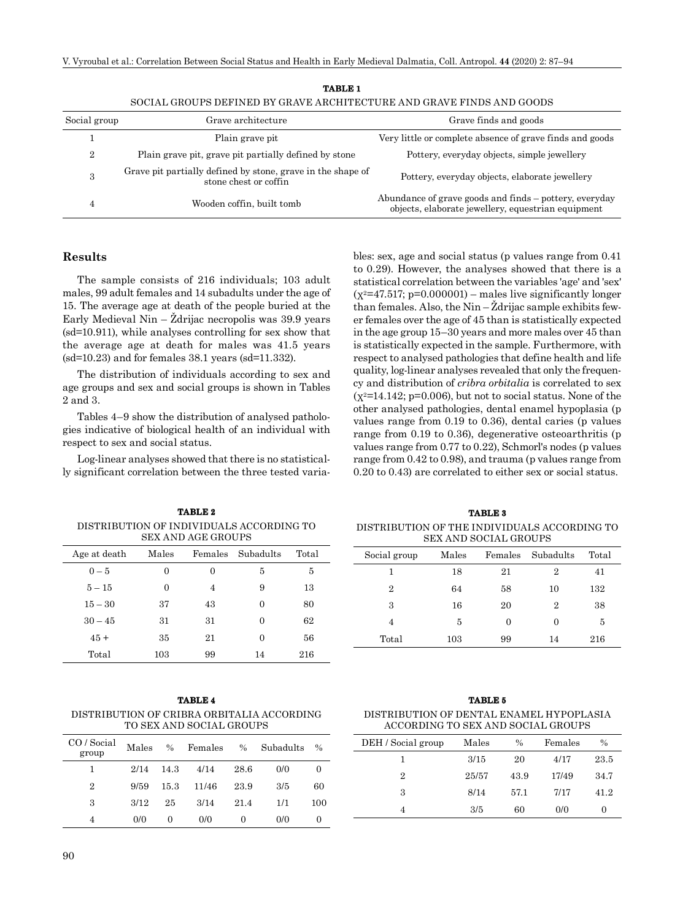**TABLE 1**

SOCIAL GROUPS DEFINED BY GRAVE ARCHITECTURE AND GRAVE FINDS AND GOODS

| Social group | Grave architecture | Grave finds and goods |
|---|---|---|
| 1 | Plain grave pit | Very little or complete absence of grave finds and goods |
| 2 | Plain grave pit, grave pit partially defined by stone | Pottery, everyday objects, simple jewellery |
| 3 | Grave pit partially defined by stone, grave in the shape of stone chest or coffin | Pottery, everyday objects, elaborate jewellery |
| 4 | Wooden coffin, built tomb | Abundance of grave goods and finds – pottery, everyday objects, elaborate jewellery, equestrian equipment |

## Results

The sample consists of 216 individuals; 103 adult males, 99 adult females and 14 subadults under the age of 15. The average age at death of the people buried at the Early Medieval Nin – Ždrijac necropolis was 39.9 years (sd=10.911), while analyses controlling for sex show that the average age at death for males was 41.5 years (sd=10.23) and for females 38.1 years (sd=11.332).

The distribution of individuals according to sex and age groups and sex and social groups is shown in Tables 2 and 3.

Tables 4–9 show the distribution of analysed pathologies indicative of biological health of an individual with respect to sex and social status.

Log-linear analyses showed that there is no statistically significant correlation between the three tested variables: sex, age and social status (p values range from 0.41 to 0.29). However, the analyses showed that there is a statistical correlation between the variables 'age' and 'sex' ($\chi^2$=47.517; p=0.000001) – males live significantly longer than females. Also, the Nin – Ždrijac sample exhibits fewer females over the age of 45 than is statistically expected in the age group 15–30 years and more males over 45 than is statistically expected in the sample. Furthermore, with respect to analysed pathologies that define health and life quality, log-linear analyses revealed that only the frequency and distribution of *cribra orbitalia* is correlated to sex ($\chi^2$=14.142; p=0.006), but not to social status. None of the other analysed pathologies, dental enamel hypoplasia (p values range from 0.19 to 0.36), dental caries (p values range from 0.19 to 0.36), degenerative osteoarthritis (p values range from 0.77 to 0.22), Schmorl's nodes (p values range from 0.42 to 0.98), and trauma (p values range from 0.20 to 0.43) are correlated to either sex or social status.

**TABLE 2**

DISTRIBUTION OF INDIVIDUALS ACCORDING TO SEX AND AGE GROUPS

| Age at death | Males | Females | Subadults | Total |
|---|---|---|---|---|
| 0 – 5 | 0 | 0 | 5 | 5 |
| 5 – 15 | 0 | 4 | 9 | 13 |
| 15 – 30 | 37 | 43 | 0 | 80 |
| 30 – 45 | 31 | 31 | 0 | 62 |
| 45 + | 35 | 21 | 0 | 56 |
| Total | 103 | 99 | 14 | 216 |

**TABLE 3**

DISTRIBUTION OF THE INDIVIDUALS ACCORDING TO SEX AND SOCIAL GROUPS

| Social group | Males | Females | Subadults | Total |
|---|---|---|---|---|
| 1 | 18 | 21 | 2 | 41 |
| 2 | 64 | 58 | 10 | 132 |
| 3 | 16 | 20 | 2 | 38 |
| 4 | 5 | 0 | 0 | 5 |
| Total | 103 | 99 | 14 | 216 |

**TABLE 4**

DISTRIBUTION OF CRIBRA ORBITALIA ACCORDING TO SEX AND SOCIAL GROUPS

| CO / Social group | Males | % | Females | % | Subadults | % |
|---|---|---|---|---|---|---|
| 1 | 2/14 | 14.3 | 4/14 | 28.6 | 0/0 | 0 |
| 2 | 9/59 | 15.3 | 11/46 | 23.9 | 3/5 | 60 |
| 3 | 3/12 | 25 | 3/14 | 21.4 | 1/1 | 100 |
| 4 | 0/0 | 0 | 0/0 | 0 | 0/0 | 0 |

**TABLE 5**

DISTRIBUTION OF DENTAL ENAMEL HYPOPLASIA ACCORDING TO SEX AND SOCIAL GROUPS

| DEH / Social group | Males | % | Females | % |
|---|---|---|---|---|
| 1 | 3/15 | 20 | 4/17 | 23.5 |
| 2 | 25/57 | 43.9 | 17/49 | 34.7 |
| 3 | 8/14 | 57.1 | 7/17 | 41.2 |
| 4 | 3/5 | 60 | 0/0 | 0 |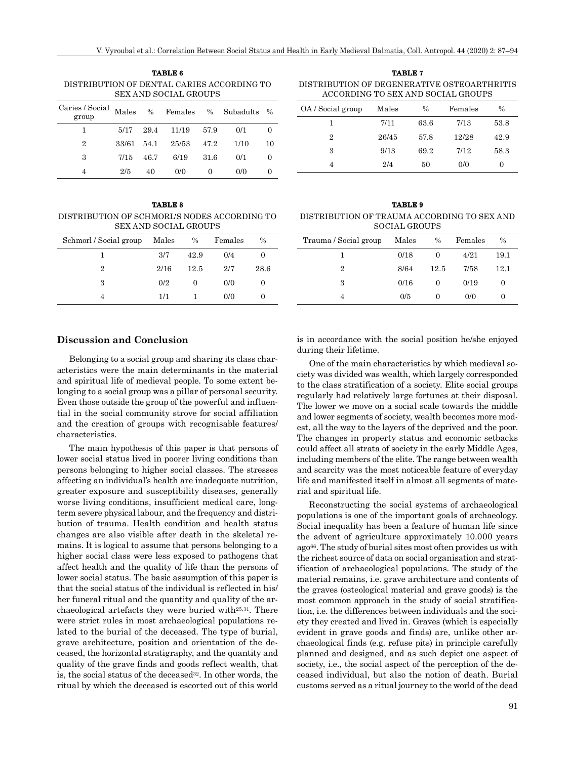**TABLE 6**
DISTRIBUTION OF DENTAL CARIES ACCORDING TO SEX AND SOCIAL GROUPS

| Caries / Social group | Males | % | Females | % | Subadults | % |
|---|---|---|---|---|---|---|
| 1 | 5/17 | 29.4 | 11/19 | 57.9 | 0/1 | 0 |
| 2 | 33/61 | 54.1 | 25/53 | 47.2 | 1/10 | 10 |
| 3 | 7/15 | 46.7 | 6/19 | 31.6 | 0/1 | 0 |
| 4 | 2/5 | 40 | 0/0 | 0 | 0/0 | 0 |

**TABLE 7**
DISTRIBUTION OF DEGENERATIVE OSTEOARTHRITIS ACCORDING TO SEX AND SOCIAL GROUPS

| OA / Social group | Males | % | Females | % |
|---|---|---|---|---|
| 1 | 7/11 | 63.6 | 7/13 | 53.8 |
| 2 | 26/45 | 57.8 | 12/28 | 42.9 |
| 3 | 9/13 | 69.2 | 7/12 | 58.3 |
| 4 | 2/4 | 50 | 0/0 | 0 |

**TABLE 8**
DISTRIBUTION OF SCHMORL'S NODES ACCORDING TO SEX AND SOCIAL GROUPS

| Schmorl / Social group | Males | % | Females | % |
|---|---|---|---|---|
| 1 | 3/7 | 42.9 | 0/4 | 0 |
| 2 | 2/16 | 12.5 | 2/7 | 28.6 |
| 3 | 0/2 | 0 | 0/0 | 0 |
| 4 | 1/1 | 1 | 0/0 | 0 |

**TABLE 9**
DISTRIBUTION OF TRAUMA ACCORDING TO SEX AND SOCIAL GROUPS

| Trauma / Social group | Males | % | Females | % |
|---|---|---|---|---|
| 1 | 0/18 | 0 | 4/21 | 19.1 |
| 2 | 8/64 | 12.5 | 7/58 | 12.1 |
| 3 | 0/16 | 0 | 0/19 | 0 |
| 4 | 0/5 | 0 | 0/0 | 0 |

## Discussion and Conclusion

Belonging to a social group and sharing its class characteristics were the main determinants in the material and spiritual life of medieval people. To some extent belonging to a social group was a pillar of personal security. Even those outside the group of the powerful and influential in the social community strove for social affiliation and the creation of groups with recognisable features/characteristics.

The main hypothesis of this paper is that persons of lower social status lived in poorer living conditions than persons belonging to higher social classes. The stresses affecting an individual's health are inadequate nutrition, greater exposure and susceptibility diseases, generally worse living conditions, insufficient medical care, long-term severe physical labour, and the frequency and distribution of trauma. Health condition and health status changes are also visible after death in the skeletal remains. It is logical to assume that persons belonging to a higher social class were less exposed to pathogens that affect health and the quality of life than the persons of lower social status. The basic assumption of this paper is that the social status of the individual is reflected in his/her funeral ritual and the quantity and quality of the archaeological artefacts they were buried with[25,31]. There were strict rules in most archaeological populations related to the burial of the deceased. The type of burial, grave architecture, position and orientation of the deceased, the horizontal stratigraphy, and the quantity and quality of the grave finds and goods reflect wealth, that is, the social status of the deceased[32]. In other words, the ritual by which the deceased is escorted out of this world is in accordance with the social position he/she enjoyed during their lifetime.

One of the main characteristics by which medieval society was divided was wealth, which largely corresponded to the class stratification of a society. Elite social groups regularly had relatively large fortunes at their disposal. The lower we move on a social scale towards the middle and lower segments of society, wealth becomes more modest, all the way to the layers of the deprived and the poor. The changes in property status and economic setbacks could affect all strata of society in the early Middle Ages, including members of the elite. The range between wealth and scarcity was the most noticeable feature of everyday life and manifested itself in almost all segments of material and spiritual life.

Reconstructing the social systems of archaeological populations is one of the important goals of archaeology. Social inequality has been a feature of human life since the advent of agriculture approximately 10.000 years ago[66]. The study of burial sites most often provides us with the richest source of data on social organisation and stratification of archaeological populations. The study of the material remains, i.e. grave architecture and contents of the graves (osteological material and grave goods) is the most common approach in the study of social stratification, i.e. the differences between individuals and the society they created and lived in. Graves (which is especially evident in grave goods and finds) are, unlike other archaeological finds (e.g. refuse pits) in principle carefully planned and designed, and as such depict one aspect of society, i.e., the social aspect of the perception of the deceased individual, but also the notion of death. Burial customs served as a ritual journey to the world of the dead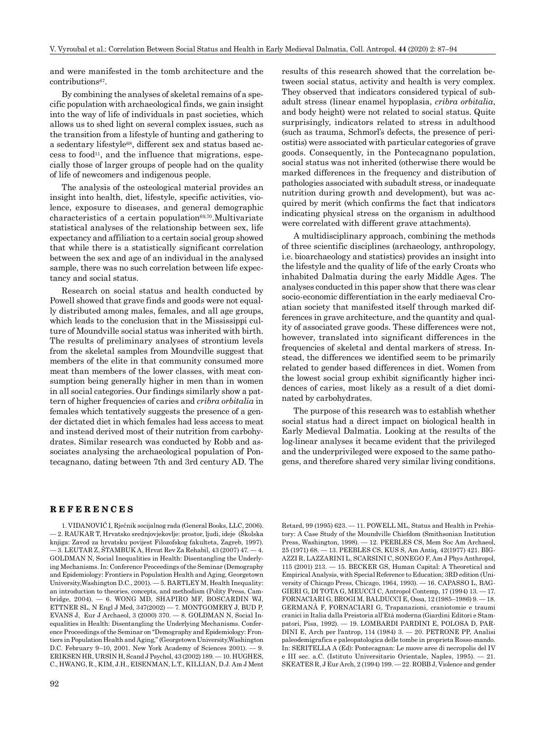and were manifested in the tomb architecture and the contributions[67].

By combining the analyses of skeletal remains of a specific population with archaeological finds, we gain insight into the way of life of individuals in past societies, which allows us to shed light on several complex issues, such as the transition from a lifestyle of hunting and gathering to a sedentary lifestyle[68], different sex and status based access to food[11], and the influence that migrations, especially those of larger groups of people had on the quality of life of newcomers and indigenous people.

The analysis of the osteological material provides an insight into health, diet, lifestyle, specific activities, violence, exposure to diseases, and general demographic characteristics of a certain population[69,70]. Multivariate statistical analyses of the relationship between sex, life expectancy and affiliation to a certain social group showed that while there is a statistically significant correlation between the sex and age of an individual in the analysed sample, there was no such correlation between life expectancy and social status.

Research on social status and health conducted by Powell showed that grave finds and goods were not equally distributed among males, females, and all age groups, which leads to the conclusion that in the Mississippi culture of Moundville social status was inherited with birth. The results of preliminary analyses of strontium levels from the skeletal samples from Moundville suggest that members of the elite in that community consumed more meat than members of the lower classes, with meat consumption being generally higher in men than in women in all social categories. Our findings similarly show a pattern of higher frequencies of caries and *cribra orbitalia* in females which tentatively suggests the presence of a gender dictated diet in which females had less access to meat and instead derived most of their nutrition from carbohydrates. Similar research was conducted by Robb and associates analysing the archaeological population of Pontecagnano, dating between 7th and 3rd century AD. The results of this research showed that the correlation between social status, activity and health is very complex. They observed that indicators considered typical of subadult stress (linear enamel hypoplasia, *cribra orbitalia*, and body height) were not related to social status. Quite surprisingly, indicators related to stress in adulthood (such as trauma, Schmorl's defects, the presence of periostitis) were associated with particular categories of grave goods. Consequently, in the Pontecagnano population, social status was not inherited (otherwise there would be marked differences in the frequency and distribution of pathologies associated with subadult stress, or inadequate nutrition during growth and development), but was acquired by merit (which confirms the fact that indicators indicating physical stress on the organism in adulthood were correlated with different grave attachments).

A multidisciplinary approach, combining the methods of three scientific disciplines (archaeology, anthropology, i.e. bioarchaeology and statistics) provides an insight into the lifestyle and the quality of life of the early Croats who inhabited Dalmatia during the early Middle Ages. The analyses conducted in this paper show that there was clear socio-economic differentiation in the early mediaeval Croatian society that manifested itself through marked differences in grave architecture, and the quantity and quality of associated grave goods. These differences were not, however, translated into significant differences in the frequencies of skeletal and dental markers of stress. Instead, the differences we identified seem to be primarily related to gender based differences in diet. Women from the lowest social group exhibit significantly higher incidences of caries, most likely as a result of a diet dominated by carbohydrates.

The purpose of this research was to establish whether social status had a direct impact on biological health in Early Medieval Dalmatia. Looking at the results of the log-linear analyses it became evident that the privileged and the underprivileged were exposed to the same pathogens, and therefore shared very similar living conditions.

## REFERENCES

1. VIDANOVIĆ I, Rječnik socijalnog rada (General Books, LLC, 2006). — 2. RAUKAR T, Hrvatsko srednjovjekovlje: prostor, ljudi, ideje (Školska knjiga: Zavod za hrvatsku povijest Filozofskog fakulteta, Zagreb, 1997). — 3. LEUTAR Z, ŠTAMBUK A, Hrvat Rev Za Rehabil, 43 (2007) 47. — 4. GOLDMAN N, Social Inequalities in Health: Disentangling the Underlying Mechanisms. In: Conference Proceedings of the Seminar (Demography and Epidemiology: Frontiers in Population Health and Aging, Georgetown University,Washington D.C., 2001). — 5. BARTLEY M, Health Inequality: an introduction to theories, concepts, and methodism (Polity Press, Cambridge, 2004). — 6. WONG MD, SHAPIRO MF, BOSCARDIN WJ, ETTNER SL, N Engl J Med, 347(2002) — 7. MONTGOMERY J, BUD P, EVANS J, Eur J Archaeol, 3 (2000) 370. — 8. GOLDMAN N, Social Inequalities in Health: Disentangling the Underlying Mechanisms. Conference Proceedings of the Seminar on "Demography and Epidemiology: Frontiers in Population Health and Aging," (Georgetown University,Washington D.C. February 9–10, 2001. New York Academy of Sciences 2001). — 9. ERIKSEN HR, URSIN H, Scand J Psychol, 43 (2002) 189. — 10. HUGHES, C., HWANG, R., KIM, J.H., EISENMAN, L.T., KILLIAN, D.J. Am J Ment Retard, 99 (1995) 623. — 11. POWELL ML, Status and Health in Prehistory: A Case Study of the Moundville Chiefdom (Smithsonian Institution Press, Washington, 1998). — 12. PEEBLES CS, Mem Soc Am Archaeol, 25 (1971) 68. — 13. PEEBLES CS, KUS S, Am Antiq, 42(1977) 421. BIGAZZI R, LAZZARINI L, SCARSINI C, SONEGO F, Am J Phys Anthropol, 115 (2001) 213. — 15. BECKER GS, Human Capital: A Theoretical and Empirical Analysis, with Special Reference to Education; 3RD edition (University of Chicago Press, Chicago, 1964, 1993). — 16. CAPASSO L, BAGGIERI G, DI TOTA G, MEUCCI C, Antropol Contemp, 17 (1994) 13. — 17. FORNACIARI G, BROGI M, BALDUCCI E, Ossa, 12 (1985–1986) 9. — 18. GERMANÀ F, FORNACIARI G, Trapanazioni, craniotomie e traumi cranici in Italia dalla Preistoria all'Età moderna (Giardini Editori e Stampatori, Pisa, 1992). — 19. LOMBARDI PARDINI E, POLOSA D, PARDINI E, Arch per l'antrop, 114 (1984) 3. — 20. PETRONE PP, Analisi paleodemigrafica e paleopatologica delle tombe in proprieta Rosso-mando. In: SERITELLA A (Ed): Pontecagnan: Le nuove aree di necropolis del IV e III sec. a.C. (Istituto Universitario Orientale, Naples, 1995). — 21. SKEATES R, J Eur Arch, 2 (1994) 199. — 22. ROBB J, Violence and gender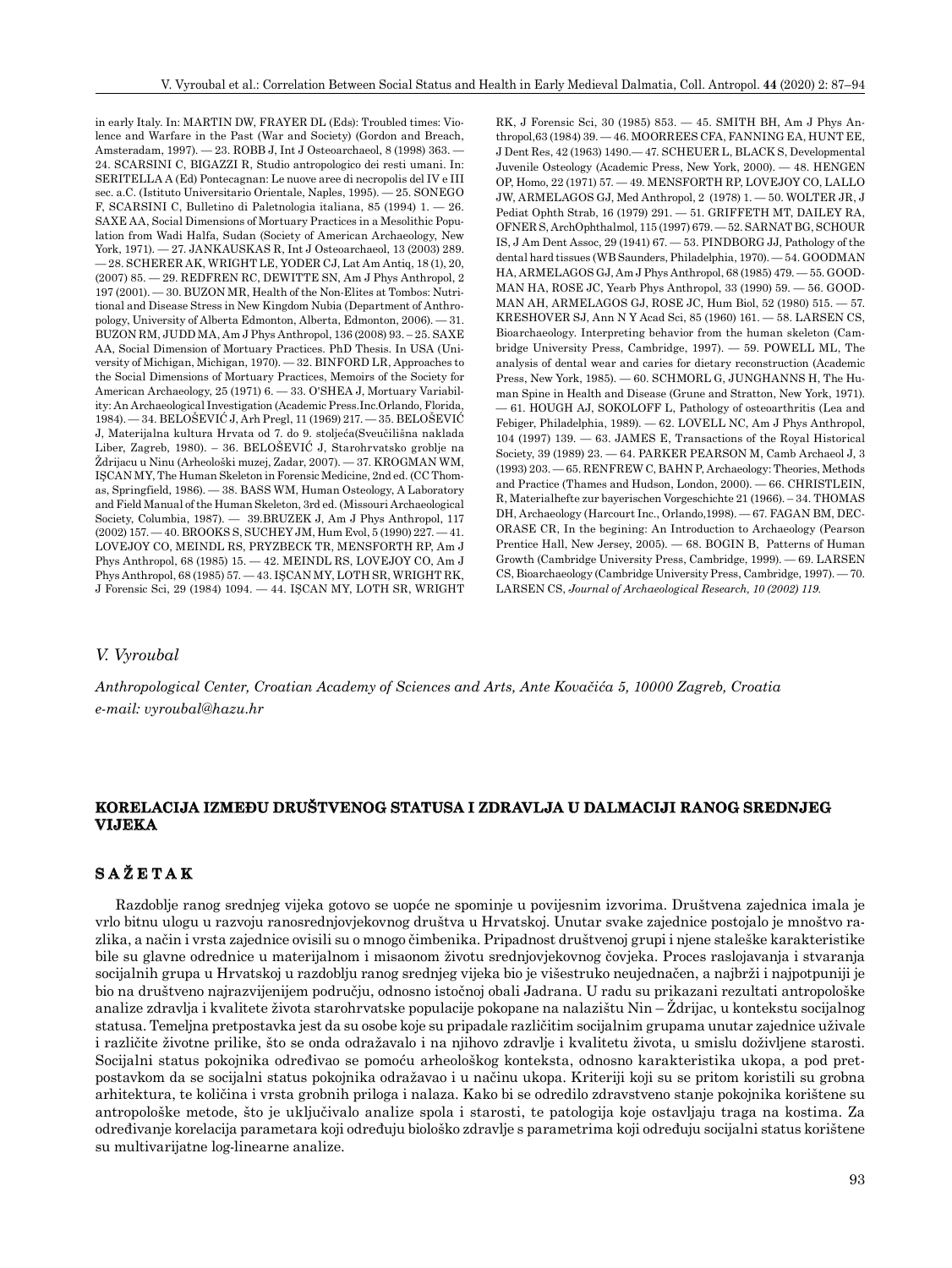in early Italy. In: MARTIN DW, FRAYER DL (Eds): Troubled times: Violence and Warfare in the Past (War and Society) (Gordon and Breach, Amsteradam, 1997). — 23. ROBB J, Int J Osteoarchaeol, 8 (1998) 363. — 24. SCARSINI C, BIGAZZI R, Studio antropologico dei resti umani. In: SERITELLA A (Ed) Pontecagnan: Le nuove aree di necropolis del IV e III sec. a.C. (Istituto Universitario Orientale, Naples, 1995). — 25. SONEGO F, SCARSINI C, Bulletino di Paletnologia italiana, 85 (1994) 1. — 26. SAXE AA, Social Dimensions of Mortuary Practices in a Mesolithic Population from Wadi Halfa, Sudan (Society of American Archaeology, New York, 1971). — 27. JANKAUSKAS R, Int J Osteoarchaeol, 13 (2003) 289. — 28. SCHERER AK, WRIGHT LE, YODER CJ, Lat Am Antiq, 18 (1), 20, (2007) 85. — 29. REDFREN RC, DEWITTE SN, Am J Phys Anthropol, 2 197 (2001). — 30. BUZON MR, Health of the Non-Elites at Tombos: Nutritional and Disease Stress in New Kingdom Nubia (Department of Anthropology, University of Alberta Edmonton, Alberta, Edmonton, 2006). — 31. BUZON RM, JUDD MA, Am J Phys Anthropol, 136 (2008) 93. – 25. SAXE AA, Social Dimension of Mortuary Practices. PhD Thesis. In USA (University of Michigan, Michigan, 1970). — 32. BINFORD LR, Approaches to the Social Dimensions of Mortuary Practices, Memoirs of the Society for American Archaeology, 25 (1971) 6. — 33. O'SHEA J, Mortuary Variability: An Archaeological Investigation (Academic Press.Inc.Orlando, Florida, 1984). — 34. BELOŠEVIĆ J, Arh Pregl, 11 (1969) 217. — 35. BELOŠEVIĆ J, Materijalna kultura Hrvata od 7. do 9. stoljeća(Sveučilišna naklada Liber, Zagreb, 1980). – 36. BELOŠEVIĆ J, Starohrvatsko groblje na Ždrijacu u Ninu (Arheološki muzej, Zadar, 2007). — 37. KROGMAN WM, IŞCAN MY, The Human Skeleton in Forensic Medicine, 2nd ed. (CC Thomas, Springfield, 1986). — 38. BASS WM, Human Osteology, A Laboratory and Field Manual of the Human Skeleton, 3rd ed. (Missouri Archaeological Society, Columbia, 1987). — 39.BRUZEK J, Am J Phys Anthropol, 117 (2002) 157. — 40. BROOKS S, SUCHEY JM, Hum Evol, 5 (1990) 227. — 41. LOVEJOY CO, MEINDL RS, PRYZBECK TR, MENSFORTH RP, Am J Phys Anthropol, 68 (1985) 15. — 42. MEINDL RS, LOVEJOY CO, Am J Phys Anthropol, 68 (1985) 57. — 43. IŞCAN MY, LOTH SR, WRIGHT RK, J Forensic Sci, 29 (1984) 1094. — 44. IŞCAN MY, LOTH SR, WRIGHT RK, J Forensic Sci, 30 (1985) 853. — 45. SMITH BH, Am J Phys Anthropol,63 (1984) 39. — 46. MOORREES CFA, FANNING EA, HUNT EE, J Dent Res, 42 (1963) 1490.— 47. SCHEUER L, BLACK S, Developmental Juvenile Osteology (Academic Press, New York, 2000). — 48. HENGEN OP, Homo, 22 (1971) 57. — 49. MENSFORTH RP, LOVEJOY CO, LALLO JW, ARMELAGOS GJ, Med Anthropol, 2 (1978) 1. — 50. WOLTER JR, J Pediat Ophth Strab, 16 (1979) 291. — 51. GRIFFETH MT, DAILEY RA, OFNER S, ArchOphthalmol, 115 (1997) 679. — 52. SARNAT BG, SCHOUR IS, J Am Dent Assoc, 29 (1941) 67. — 53. PINDBORG JJ, Pathology of the dental hard tissues (WB Saunders, Philadelphia, 1970). — 54. GOODMAN HA, ARMELAGOS GJ, Am J Phys Anthropol, 68 (1985) 479. — 55. GOODMAN HA, ROSE JC, Yearb Phys Anthropol, 33 (1990) 59. — 56. GOODMAN AH, ARMELAGOS GJ, ROSE JC, Hum Biol, 52 (1980) 515. — 57. KRESHOVER SJ, Ann N Y Acad Sci, 85 (1960) 161. — 58. LARSEN CS, Bioarchaeology. Interpreting behavior from the human skeleton (Cambridge University Press, Cambridge, 1997). — 59. POWELL ML, The analysis of dental wear and caries for dietary reconstruction (Academic Press, New York, 1985). — 60. SCHMORL G, JUNGHANNS H, The Human Spine in Health and Disease (Grune and Stratton, New York, 1971). — 61. HOUGH AJ, SOKOLOFF L, Pathology of osteoarthritis (Lea and Febiger, Philadelphia, 1989). — 62. LOVELL NC, Am J Phys Anthropol, 104 (1997) 139. — 63. JAMES E, Transactions of the Royal Historical Society, 39 (1989) 23. — 64. PARKER PEARSON M, Camb Archaeol J, 3 (1993) 203. — 65. RENFREW C, BAHN P, Archaeology: Theories, Methods and Practice (Thames and Hudson, London, 2000). — 66. CHRISTLEIN, R, Materialhefte zur bayerischen Vorgeschichte 21 (1966). – 34. THOMAS DH, Archaeology (Harcourt Inc., Orlando,1998). — 67. FAGAN BM, DECORASE CR, In the begining: An Introduction to Archaeology (Pearson Prentice Hall, New Jersey, 2005). — 68. BOGIN B, Patterns of Human Growth (Cambridge University Press, Cambridge, 1999). — 69. LARSEN CS, Bioarchaeology (Cambridge University Press, Cambridge, 1997). — 70. LARSEN CS, *Journal of Archaeological Research, 10 (2002) 119.*

*V. Vyroubal*

*Anthropological Center, Croatian Academy of Sciences and Arts, Ante Kovačića 5, 10000 Zagreb, Croatia*
*e-mail: vyroubal@hazu.hr*

## KORELACIJA IZMEĐU DRUŠTVENOG STATUSA I ZDRAVLJA U DALMACIJI RANOG SREDNJEG VIJEKA

## SAŽETAK

Razdoblje ranog srednjeg vijeka gotovo se uopće ne spominje u povijesnim izvorima. Društvena zajednica imala je vrlo bitnu ulogu u razvoju ranosrednjovjekovnog društva u Hrvatskoj. Unutar svake zajednice postojalo je mnoštvo razlika, a način i vrsta zajednice ovisili su o mnogo čimbenika. Pripadnost društvenoj grupi i njene staleške karakteristike bile su glavne odrednice u materijalnom i misaonom životu srednjovjekovnog čovjeka. Proces raslojavanja i stvaranja socijalnih grupa u Hrvatskoj u razdoblju ranog srednjeg vijeka bio je višestruko neujednačen, a najbrži i najpotpuniji je bio na društveno najrazvijenijem području, odnosno istočnoj obali Jadrana. U radu su prikazani rezultati antropološke analize zdravlja i kvalitete života starohrvatske populacije pokopane na nalazištu Nin – Ždrijac, u kontekstu socijalnog statusa. Temeljna pretpostavka jest da su osobe koje su pripadale različitim socijalnim grupama unutar zajednice uživale i različite životne prilike, što se onda odražavalo i na njihovo zdravlje i kvalitetu života, u smislu doživljene starosti. Socijalni status pokojnika određivao se pomoću arheološkog konteksta, odnosno karakteristika ukopa, a pod pretpostavkom da se socijalni status pokojnika odražavao i u načinu ukopa. Kriteriji koji su se pritom koristili su grobna arhitektura, te količina i vrsta grobnih priloga i nalaza. Kako bi se odredilo zdravstveno stanje pokojnika korištene su antropološke metode, što je uključivalo analize spola i starosti, te patologija koje ostavljaju traga na kostima. Za određivanje korelacija parametara koji određuju biološko zdravlje s parametrima koji određuju socijalni status korištene su multivarijatne log-linearne analize.